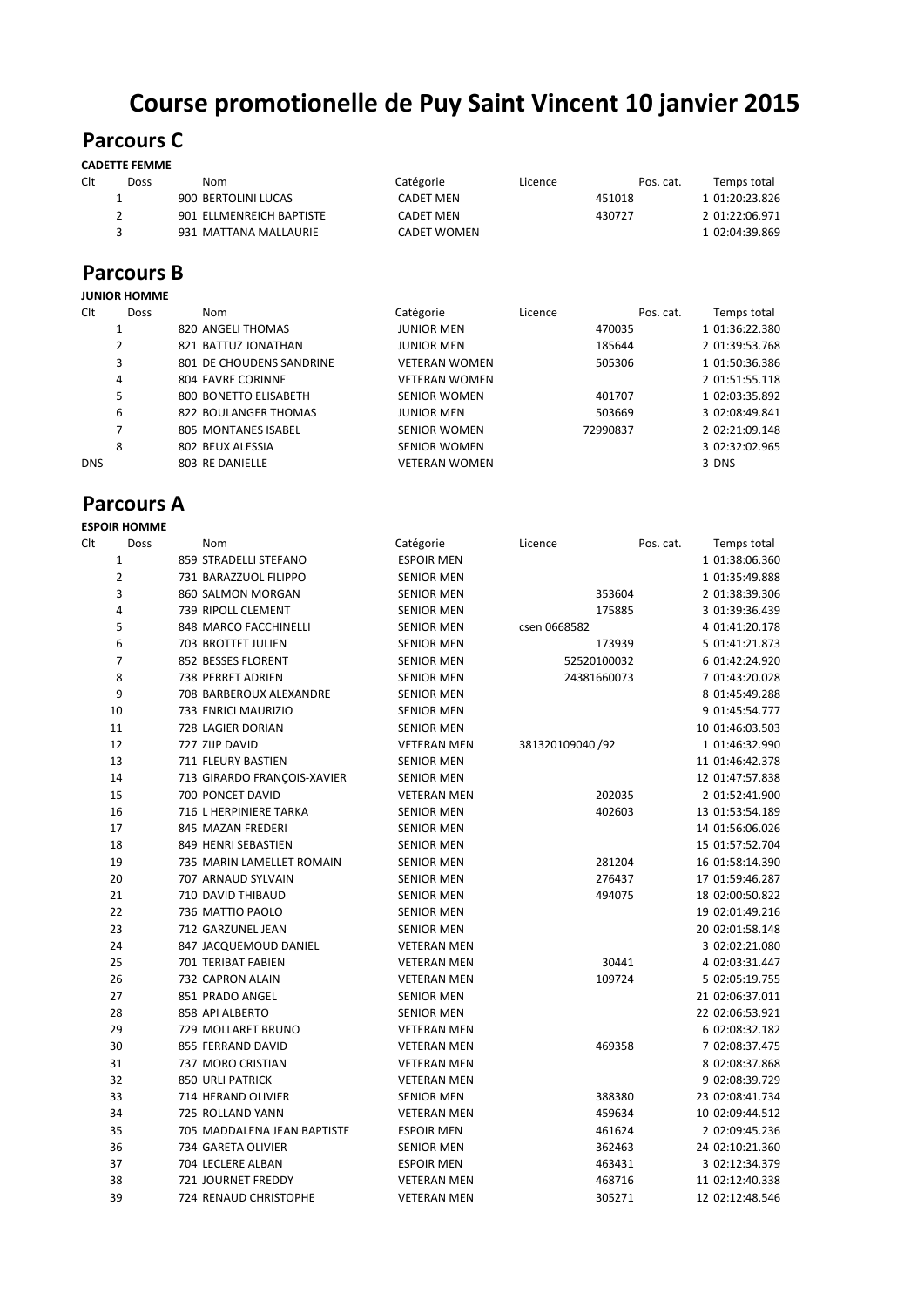# Course promotionelle de Puy Saint Vincent 10 janvier 2015

## Parcours C

**CADETTE FEMME**

| Clt | Doss | Nom | Catégorie | Licence | Pos. cat. | Temps total |
|---|---|---|---|---|---|---|
| 1 | 900 | BERTOLINI LUCAS | CADET MEN | 451018 | 1 | 01:20:23.826 |
| 2 | 901 | ELLMENREICH BAPTISTE | CADET MEN | 430727 | 2 | 01:22:06.971 |
| 3 | 931 | MATTANA MALLAURIE | CADET WOMEN | | 1 | 02:04:39.869 |

## Parcours B

**JUNIOR HOMME**

| Clt | Doss | Nom | Catégorie | Licence | Pos. cat. | Temps total |
|---|---|---|---|---|---|---|
| 1 | 820 | ANGELI THOMAS | JUNIOR MEN | 470035 | 1 | 01:36:22.380 |
| 2 | 821 | BATTUZ JONATHAN | JUNIOR MEN | 185644 | 2 | 01:39:53.768 |
| 3 | 801 | DE CHOUDENS SANDRINE | VETERAN WOMEN | 505306 | 1 | 01:50:36.386 |
| 4 | 804 | FAVRE CORINNE | VETERAN WOMEN | | 2 | 01:51:55.118 |
| 5 | 800 | BONETTO ELISABETH | SENIOR WOMEN | 401707 | 1 | 02:03:35.892 |
| 6 | 822 | BOULANGER THOMAS | JUNIOR MEN | 503669 | 3 | 02:08:49.841 |
| 7 | 805 | MONTANES ISABEL | SENIOR WOMEN | 72990837 | 2 | 02:21:09.148 |
| 8 | 802 | BEUX ALESSIA | SENIOR WOMEN | | 3 | 02:32:02.965 |
| DNS | 803 | RE DANIELLE | VETERAN WOMEN | | 3 | DNS |

## Parcours A

**ESPOIR HOMME**

| Clt | Doss | Nom | Catégorie | Licence | Pos. cat. | Temps total |
|---|---|---|---|---|---|---|
| 1 | 859 | STRADELLI STEFANO | ESPOIR MEN | | 1 | 01:38:06.360 |
| 2 | 731 | BARAZZUOL FILIPPO | SENIOR MEN | | 1 | 01:35:49.888 |
| 3 | 860 | SALMON MORGAN | SENIOR MEN | 353604 | 2 | 01:38:39.306 |
| 4 | 739 | RIPOLL CLEMENT | SENIOR MEN | 175885 | 3 | 01:39:36.439 |
| 5 | 848 | MARCO FACCHINELLI | SENIOR MEN | csen 0668582 | 4 | 01:41:20.178 |
| 6 | 703 | BROTTET JULIEN | SENIOR MEN | 173939 | 5 | 01:41:21.873 |
| 7 | 852 | BESSES FLORENT | SENIOR MEN | 52520100032 | 6 | 01:42:24.920 |
| 8 | 738 | PERRET ADRIEN | SENIOR MEN | 24381660073 | 7 | 01:43:20.028 |
| 9 | 708 | BARBEROUX ALEXANDRE | SENIOR MEN | | 8 | 01:45:49.288 |
| 10 | 733 | ENRICI MAURIZIO | SENIOR MEN | | 9 | 01:45:54.777 |
| 11 | 728 | LAGIER DORIAN | SENIOR MEN | | 10 | 01:46:03.503 |
| 12 | 727 | ZIJP DAVID | VETERAN MEN | 381320109040 /92 | 1 | 01:46:32.990 |
| 13 | 711 | FLEURY BASTIEN | SENIOR MEN | | 11 | 01:46:42.378 |
| 14 | 713 | GIRARDO FRANÇOIS-XAVIER | SENIOR MEN | | 12 | 01:47:57.838 |
| 15 | 700 | PONCET DAVID | VETERAN MEN | 202035 | 2 | 01:52:41.900 |
| 16 | 716 | L HERPINIERE TARKA | SENIOR MEN | 402603 | 13 | 01:53:54.189 |
| 17 | 845 | MAZAN FREDERI | SENIOR MEN | | 14 | 01:56:06.026 |
| 18 | 849 | HENRI SEBASTIEN | SENIOR MEN | | 15 | 01:57:52.704 |
| 19 | 735 | MARIN LAMELLET ROMAIN | SENIOR MEN | 281204 | 16 | 01:58:14.390 |
| 20 | 707 | ARNAUD SYLVAIN | SENIOR MEN | 276437 | 17 | 01:59:46.287 |
| 21 | 710 | DAVID THIBAUD | SENIOR MEN | 494075 | 18 | 02:00:50.822 |
| 22 | 736 | MATTIO PAOLO | SENIOR MEN | | 19 | 02:01:49.216 |
| 23 | 712 | GARZUNEL JEAN | SENIOR MEN | | 20 | 02:01:58.148 |
| 24 | 847 | JACQUEMOUD DANIEL | VETERAN MEN | | 3 | 02:02:21.080 |
| 25 | 701 | TERIBAT FABIEN | VETERAN MEN | 30441 | 4 | 02:03:31.447 |
| 26 | 732 | CAPRON ALAIN | VETERAN MEN | 109724 | 5 | 02:05:19.755 |
| 27 | 851 | PRADO ANGEL | SENIOR MEN | | 21 | 02:06:37.011 |
| 28 | 858 | API ALBERTO | SENIOR MEN | | 22 | 02:06:53.921 |
| 29 | 729 | MOLLARET BRUNO | VETERAN MEN | | 6 | 02:08:32.182 |
| 30 | 855 | FERRAND DAVID | VETERAN MEN | 469358 | 7 | 02:08:37.475 |
| 31 | 737 | MORO CRISTIAN | VETERAN MEN | | 8 | 02:08:37.868 |
| 32 | 850 | URLI PATRICK | VETERAN MEN | | 9 | 02:08:39.729 |
| 33 | 714 | HERAND OLIVIER | SENIOR MEN | 388380 | 23 | 02:08:41.734 |
| 34 | 725 | ROLLAND YANN | VETERAN MEN | 459634 | 10 | 02:09:44.512 |
| 35 | 705 | MADDALENA JEAN BAPTISTE | ESPOIR MEN | 461624 | 2 | 02:09:45.236 |
| 36 | 734 | GARETA OLIVIER | SENIOR MEN | 362463 | 24 | 02:10:21.360 |
| 37 | 704 | LECLERE ALBAN | ESPOIR MEN | 463431 | 3 | 02:12:34.379 |
| 38 | 721 | JOURNET FREDDY | VETERAN MEN | 468716 | 11 | 02:12:40.338 |
| 39 | 724 | RENAUD CHRISTOPHE | VETERAN MEN | 305271 | 12 | 02:12:48.546 |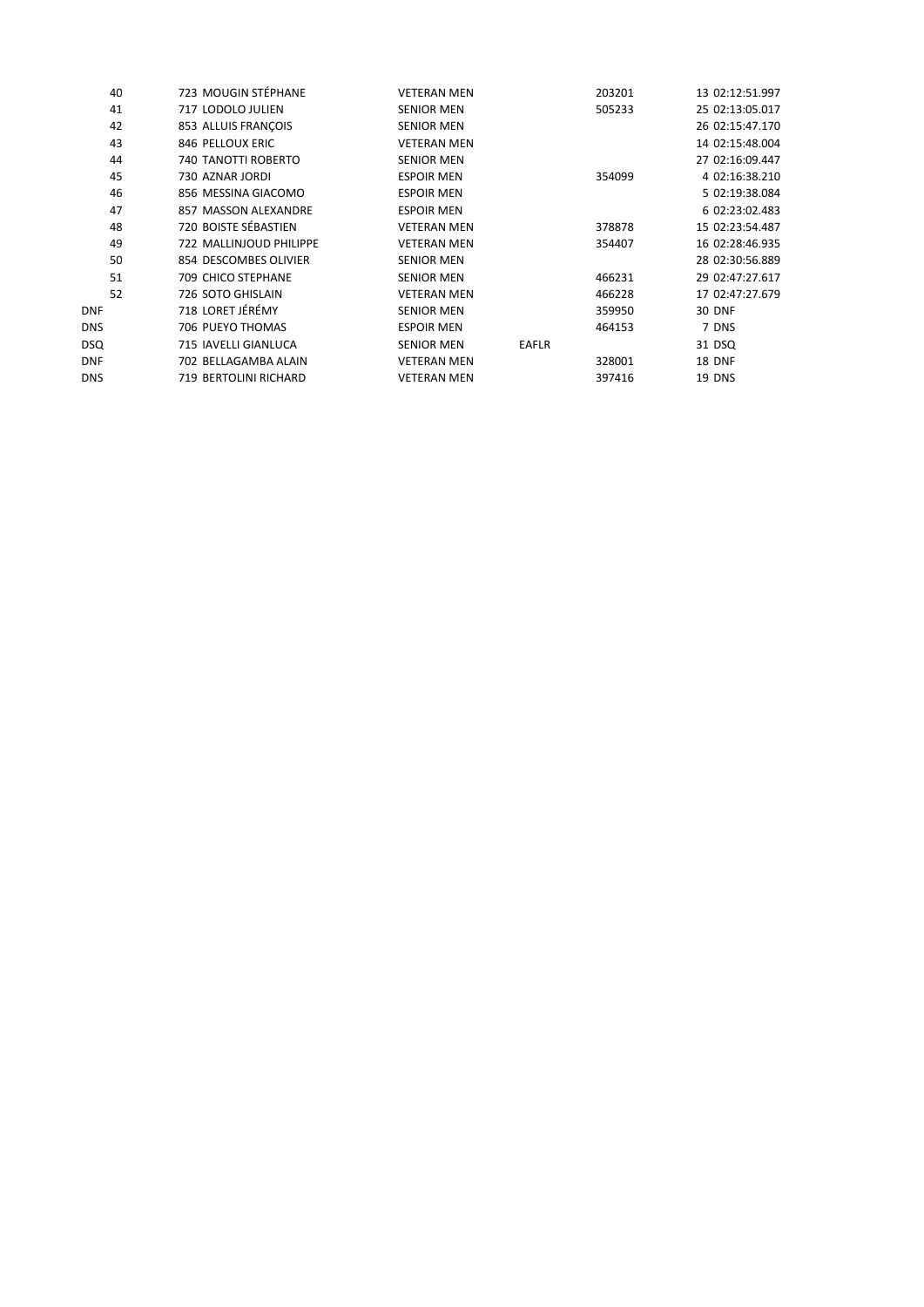| | | | | | | | |
|---|---|---|---|---|---|---|---|
| 40 | 723 | MOUGIN STÉPHANE | VETERAN MEN | | 203201 | 13 | 02:12:51.997 |
| 41 | 717 | LODOLO JULIEN | SENIOR MEN | | 505233 | 25 | 02:13:05.017 |
| 42 | 853 | ALLUIS FRANÇOIS | SENIOR MEN | | | 26 | 02:15:47.170 |
| 43 | 846 | PELLOUX ERIC | VETERAN MEN | | | 14 | 02:15:48.004 |
| 44 | 740 | TANOTTI ROBERTO | SENIOR MEN | | | 27 | 02:16:09.447 |
| 45 | 730 | AZNAR JORDI | ESPOIR MEN | | 354099 | 4 | 02:16:38.210 |
| 46 | 856 | MESSINA GIACOMO | ESPOIR MEN | | | 5 | 02:19:38.084 |
| 47 | 857 | MASSON ALEXANDRE | ESPOIR MEN | | | 6 | 02:23:02.483 |
| 48 | 720 | BOISTE SÉBASTIEN | VETERAN MEN | | 378878 | 15 | 02:23:54.487 |
| 49 | 722 | MALLINJOUD PHILIPPE | VETERAN MEN | | 354407 | 16 | 02:28:46.935 |
| 50 | 854 | DESCOMBES OLIVIER | SENIOR MEN | | | 28 | 02:30:56.889 |
| 51 | 709 | CHICO STEPHANE | SENIOR MEN | | 466231 | 29 | 02:47:27.617 |
| 52 | 726 | SOTO GHISLAIN | VETERAN MEN | | 466228 | 17 | 02:47:27.679 |
| DNF | 718 | LORET JÉRÉMY | SENIOR MEN | | 359950 | 30 | DNF |
| DNS | 706 | PUEYO THOMAS | ESPOIR MEN | | 464153 | 7 | DNS |
| DSQ | 715 | IAVELLI GIANLUCA | SENIOR MEN | EAFLR | | 31 | DSQ |
| DNF | 702 | BELLAGAMBA ALAIN | VETERAN MEN | | 328001 | 18 | DNF |
| DNS | 719 | BERTOLINI RICHARD | VETERAN MEN | | 397416 | 19 | DNS |